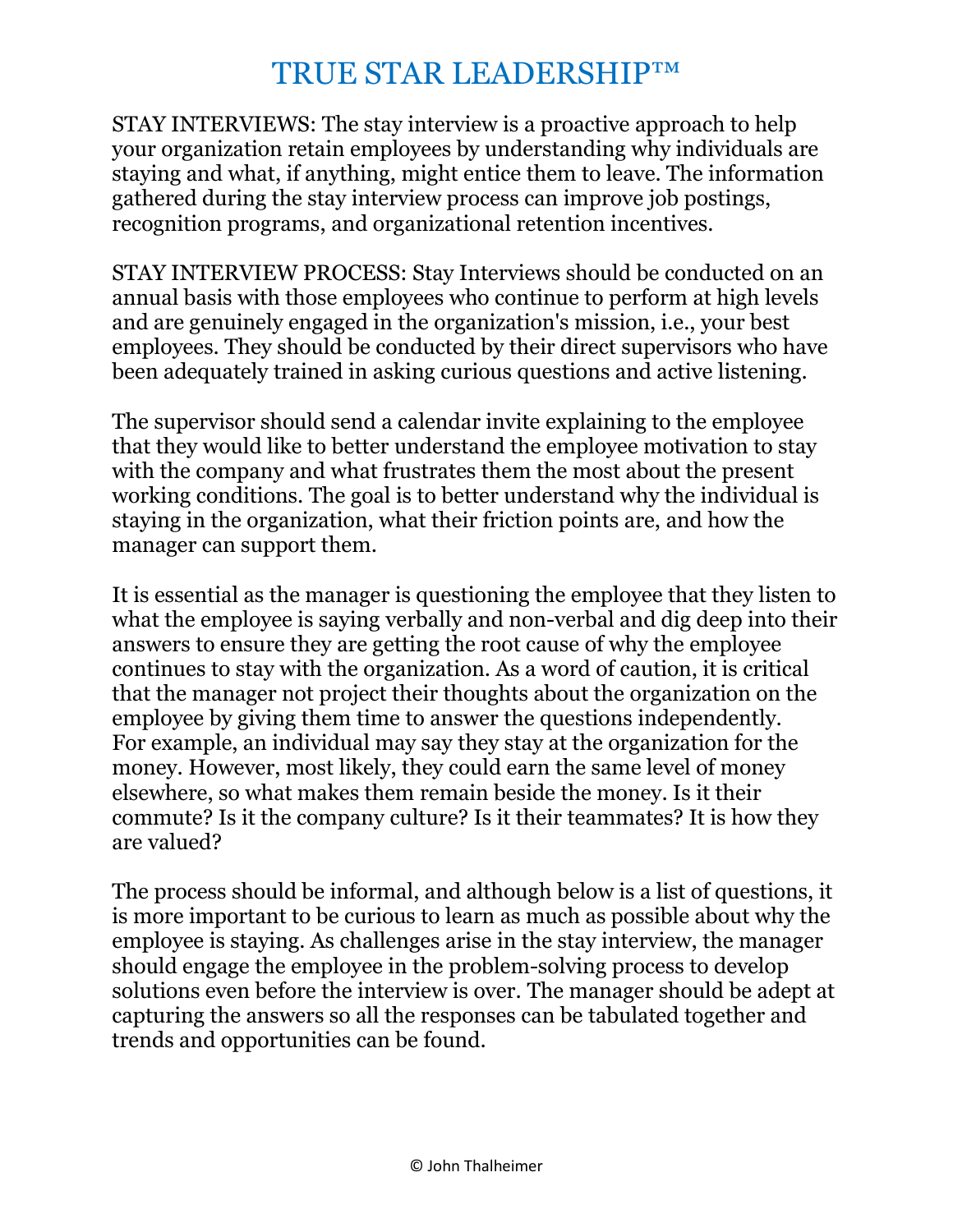# TRUE STAR LEADERSHIP™

STAY INTERVIEWS: The stay interview is a proactive approach to help your organization retain employees by understanding why individuals are staying and what, if anything, might entice them to leave. The information gathered during the stay interview process can improve job postings, recognition programs, and organizational retention incentives.

STAY INTERVIEW PROCESS: Stay Interviews should be conducted on an annual basis with those employees who continue to perform at high levels and are genuinely engaged in the organization's mission, i.e., your best employees. They should be conducted by their direct supervisors who have been adequately trained in asking curious questions and active listening.

The supervisor should send a calendar invite explaining to the employee that they would like to better understand the employee motivation to stay with the company and what frustrates them the most about the present working conditions. The goal is to better understand why the individual is staying in the organization, what their friction points are, and how the manager can support them.

It is essential as the manager is questioning the employee that they listen to what the employee is saying verbally and non-verbal and dig deep into their answers to ensure they are getting the root cause of why the employee continues to stay with the organization. As a word of caution, it is critical that the manager not project their thoughts about the organization on the employee by giving them time to answer the questions independently. For example, an individual may say they stay at the organization for the money. However, most likely, they could earn the same level of money elsewhere, so what makes them remain beside the money. Is it their commute? Is it the company culture? Is it their teammates? It is how they are valued?

The process should be informal, and although below is a list of questions, it is more important to be curious to learn as much as possible about why the employee is staying. As challenges arise in the stay interview, the manager should engage the employee in the problem-solving process to develop solutions even before the interview is over. The manager should be adept at capturing the answers so all the responses can be tabulated together and trends and opportunities can be found.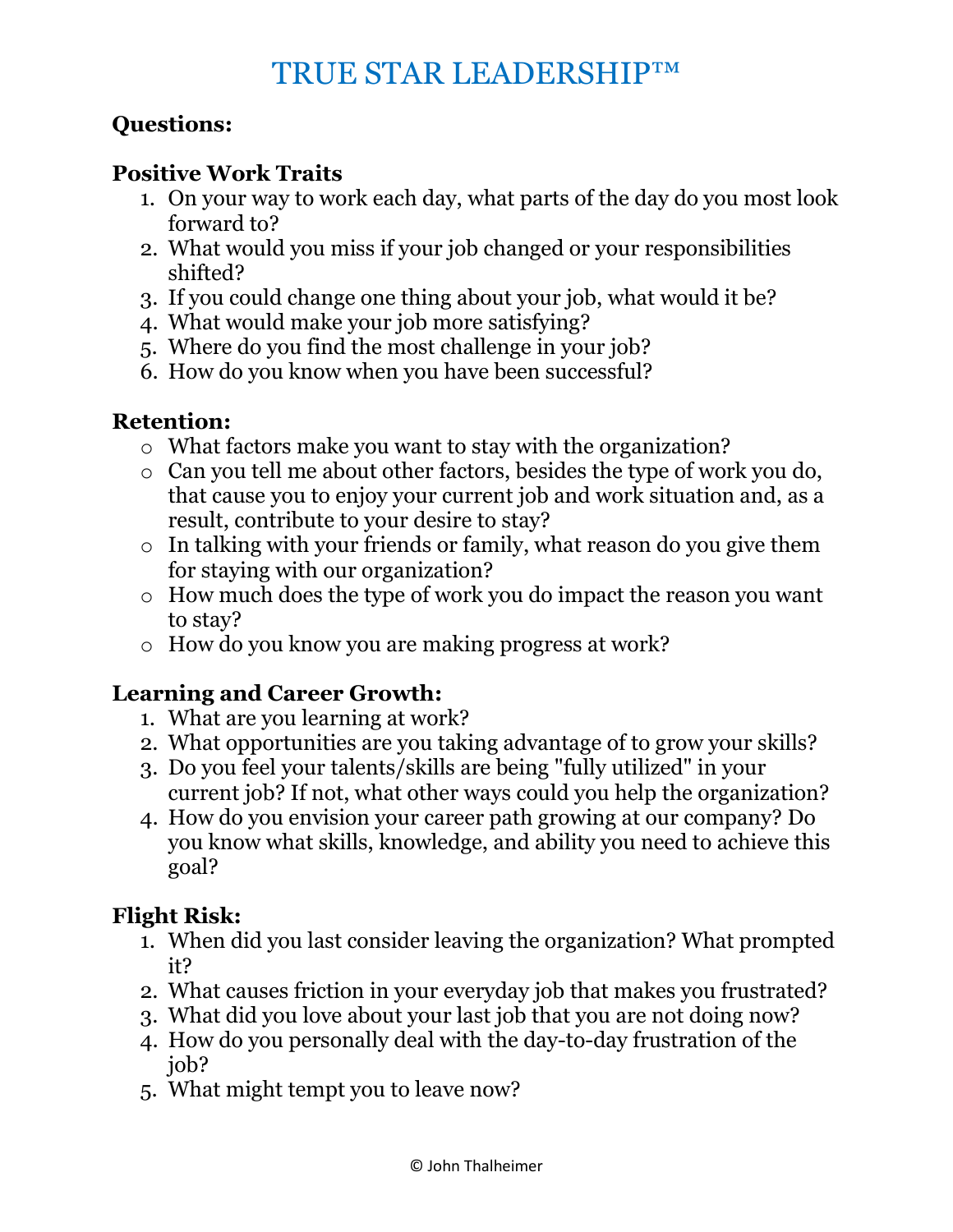# TRUE STAR LEADERSHIP™

**Questions:**

**Positive Work Traits**

1. On your way to work each day, what parts of the day do you most look forward to?
2. What would you miss if your job changed or your responsibilities shifted?
3. If you could change one thing about your job, what would it be?
4. What would make your job more satisfying?
5. Where do you find the most challenge in your job?
6. How do you know when you have been successful?

**Retention:**

- What factors make you want to stay with the organization?
- Can you tell me about other factors, besides the type of work you do, that cause you to enjoy your current job and work situation and, as a result, contribute to your desire to stay?
- In talking with your friends or family, what reason do you give them for staying with our organization?
- How much does the type of work you do impact the reason you want to stay?
- How do you know you are making progress at work?

**Learning and Career Growth:**

1. What are you learning at work?
2. What opportunities are you taking advantage of to grow your skills?
3. Do you feel your talents/skills are being "fully utilized" in your current job? If not, what other ways could you help the organization?
4. How do you envision your career path growing at our company? Do you know what skills, knowledge, and ability you need to achieve this goal?

**Flight Risk:**

1. When did you last consider leaving the organization? What prompted it?
2. What causes friction in your everyday job that makes you frustrated?
3. What did you love about your last job that you are not doing now?
4. How do you personally deal with the day-to-day frustration of the job?
5. What might tempt you to leave now?

© John Thalheimer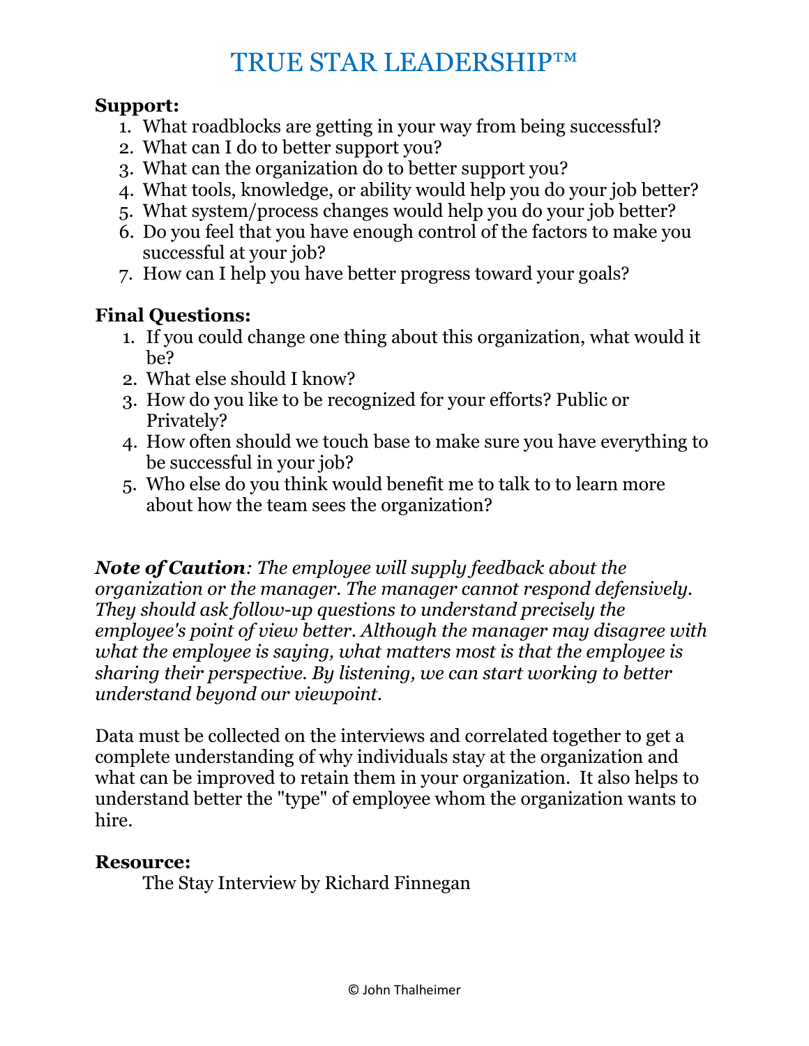# TRUE STAR LEADERSHIP™

**Support:**

1. What roadblocks are getting in your way from being successful?
2. What can I do to better support you?
3. What can the organization do to better support you?
4. What tools, knowledge, or ability would help you do your job better?
5. What system/process changes would help you do your job better?
6. Do you feel that you have enough control of the factors to make you successful at your job?
7. How can I help you have better progress toward your goals?

**Final Questions:**

1. If you could change one thing about this organization, what would it be?
2. What else should I know?
3. How do you like to be recognized for your efforts? Public or Privately?
4. How often should we touch base to make sure you have everything to be successful in your job?
5. Who else do you think would benefit me to talk to to learn more about how the team sees the organization?

***Note of Caution**: The employee will supply feedback about the organization or the manager. The manager cannot respond defensively. They should ask follow-up questions to understand precisely the employee's point of view better. Although the manager may disagree with what the employee is saying, what matters most is that the employee is sharing their perspective. By listening, we can start working to better understand beyond our viewpoint.*

Data must be collected on the interviews and correlated together to get a complete understanding of why individuals stay at the organization and what can be improved to retain them in your organization. It also helps to understand better the "type" of employee whom the organization wants to hire.

**Resource:**

The Stay Interview by Richard Finnegan

© John Thalheimer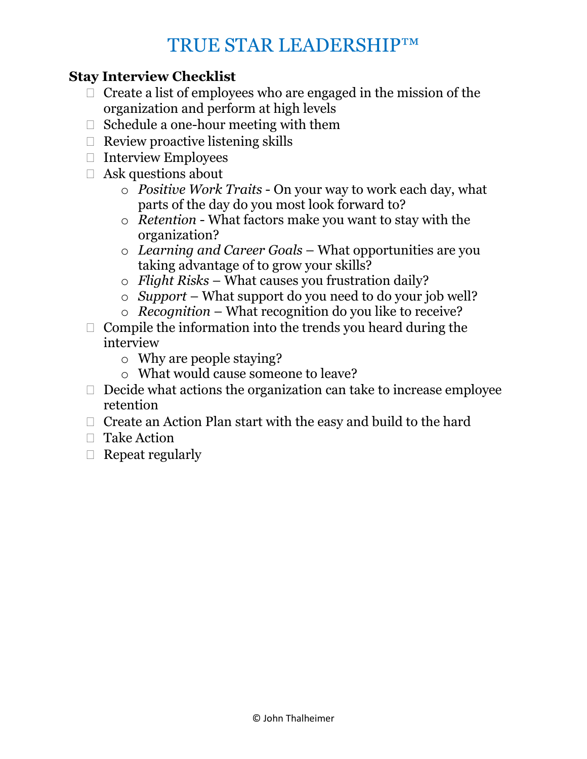# TRUE STAR LEADERSHIP™

**Stay Interview Checklist**

- Create a list of employees who are engaged in the mission of the organization and perform at high levels
- Schedule a one-hour meeting with them
- Review proactive listening skills
- Interview Employees
- Ask questions about
    - *Positive Work Traits* - On your way to work each day, what parts of the day do you most look forward to?
    - *Retention* - What factors make you want to stay with the organization?
    - *Learning and Career Goals* – What opportunities are you taking advantage of to grow your skills?
    - *Flight Risks* – What causes you frustration daily?
    - *Support* – What support do you need to do your job well?
    - *Recognition* – What recognition do you like to receive?
- Compile the information into the trends you heard during the interview
    - Why are people staying?
    - What would cause someone to leave?
- Decide what actions the organization can take to increase employee retention
- Create an Action Plan start with the easy and build to the hard
- Take Action
- Repeat regularly

© John Thalheimer